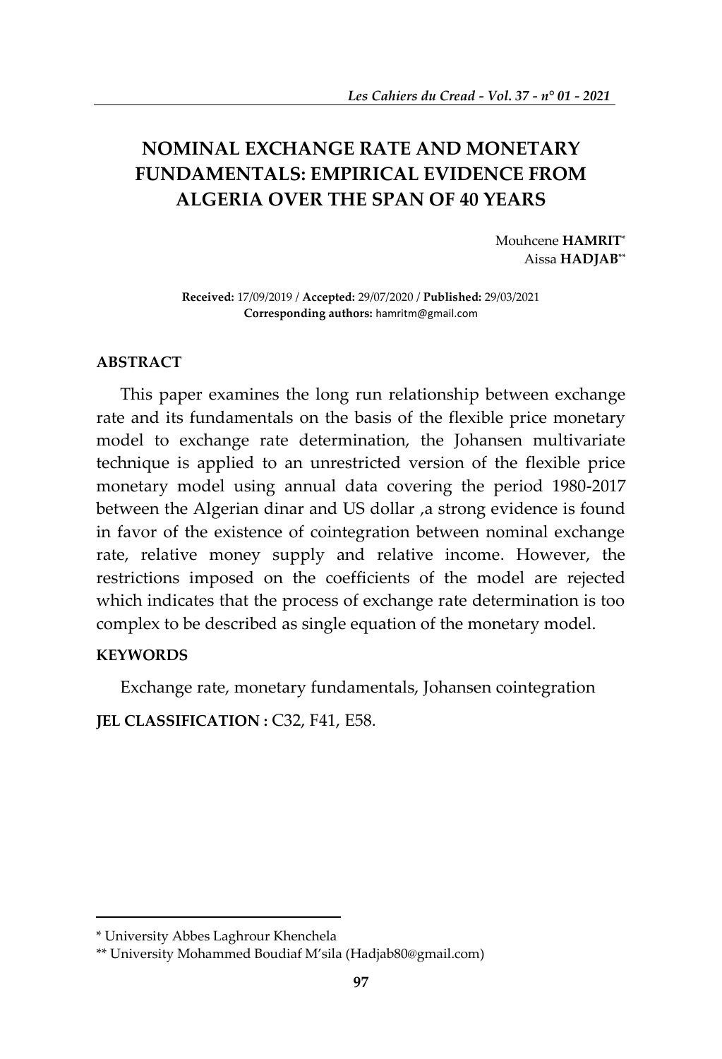# NOMINAL EXCHANGE RATE AND MONETARY FUNDAMENTALS: EMPIRICAL EVIDENCE FROM ALGERIA OVER THE SPAN OF 40 YEARS

Mouhcene **HAMRIT**[*]
Aissa **HADJAB**[**]

**Received:** 17/09/2019 / **Accepted:** 29/07/2020 / **Published:** 29/03/2021
**Corresponding authors:** hamritm@gmail.com

#### ABSTRACT

This paper examines the long run relationship between exchange rate and its fundamentals on the basis of the flexible price monetary model to exchange rate determination, the Johansen multivariate technique is applied to an unrestricted version of the flexible price monetary model using annual data covering the period 1980-2017 between the Algerian dinar and US dollar ,a strong evidence is found in favor of the existence of cointegration between nominal exchange rate, relative money supply and relative income. However, the restrictions imposed on the coefficients of the model are rejected which indicates that the process of exchange rate determination is too complex to be described as single equation of the monetary model.

#### KEYWORDS

Exchange rate, monetary fundamentals, Johansen cointegration

**JEL CLASSIFICATION :** C32, F41, E58.

---

[*] University Abbes Laghrour Khenchela

[**] University Mohammed Boudiaf M'sila (Hadjab80@gmail.com)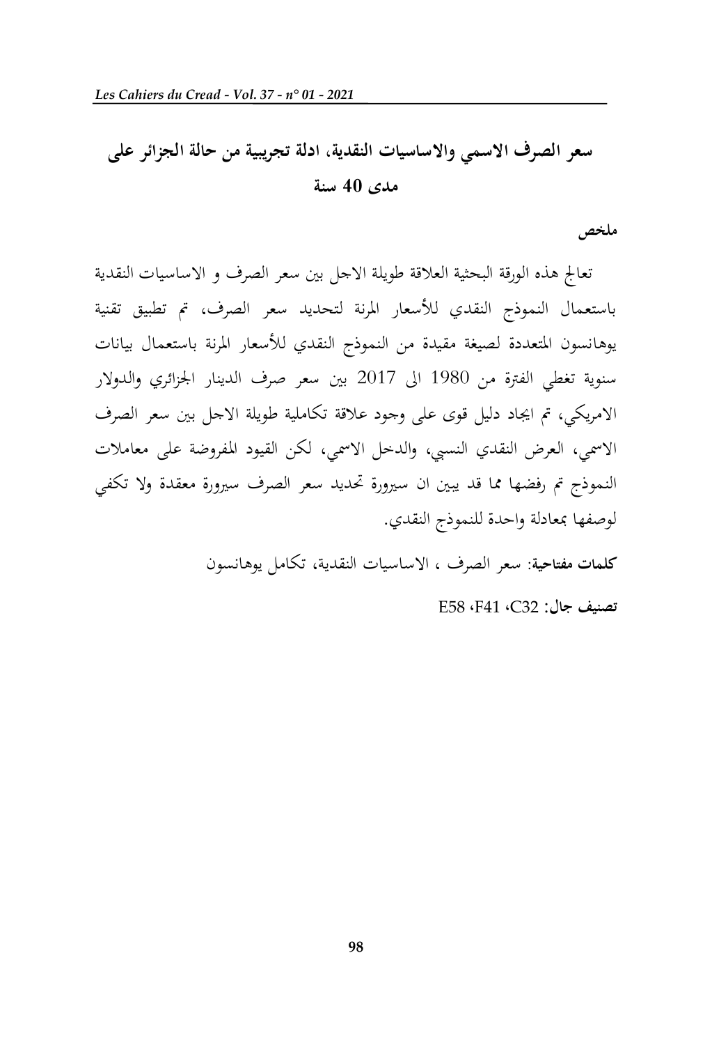# سعر الصرف الاسمي والاساسيات النقدية، ادلة تجريبية من حالة الجزائر على مدى 40 سنة

**ملخص**

تعالج هذه الورقة البحثية العلاقة طويلة الاجل بين سعر الصرف و الاساسيات النقدية باستعمال النموذج النقدي للأسعار المرنة لتحديد سعر الصرف، تم تطبيق تقنية يوهانسون المتعددة لصيغة مقيدة من النموذج النقدي للأسعار المرنة باستعمال بيانات سنوية تغطي الفترة من 1980 الى 2017 بين سعر صرف الدينار الجزائري والدولار الامريكي، تم ايجاد دليل قوى على وجود علاقة تكاملية طويلة الاجل بين سعر الصرف الاسمي، العرض النقدي النسبي، والدخل الاسمي، لكن القيود المفروضة على معاملات النموذج تم رفضها مما قد يبين ان سيرورة تحديد سعر الصرف سيرورة معقدة ولا تكفي لوصفها بمعادلة واحدة للنموذج النقدي.

**كلمات مفتاحية**: سعر الصرف ، الاساسيات النقدية، تكامل يوهانسون

**تصنيف جال**: C32، F41، E58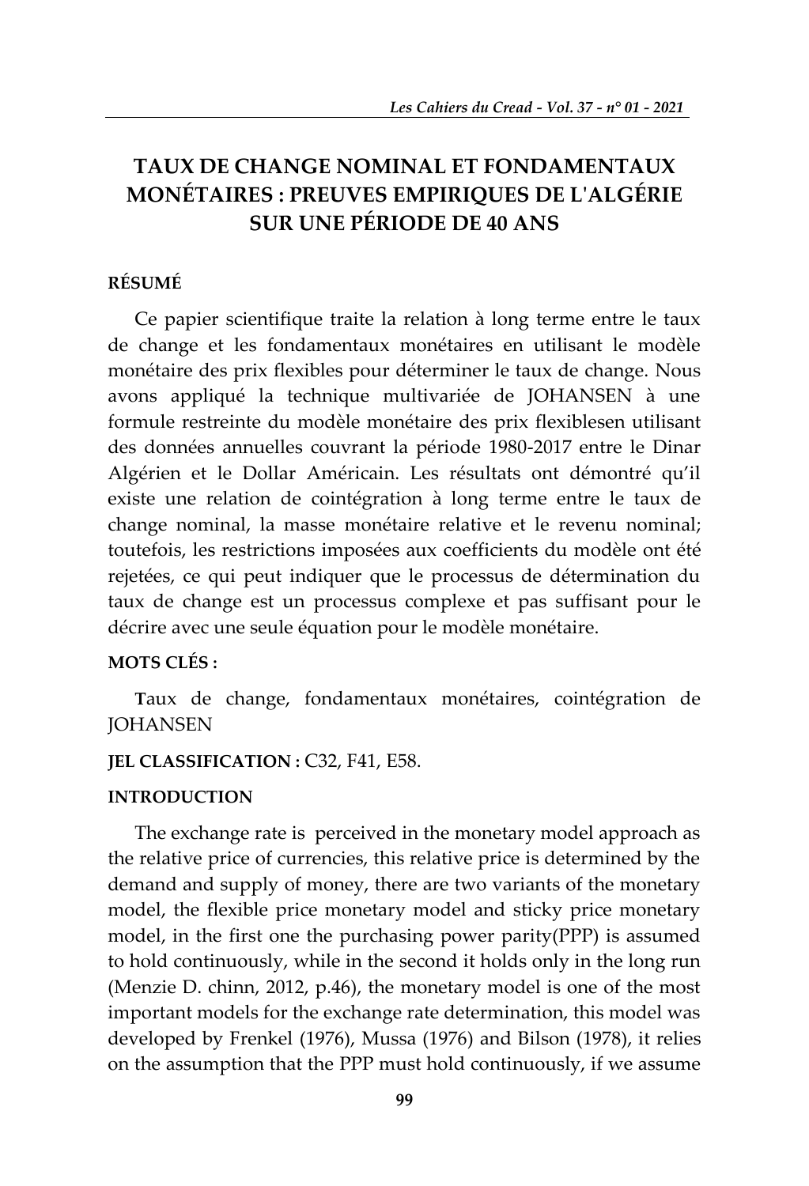# TAUX DE CHANGE NOMINAL ET FONDAMENTAUX MONÉTAIRES : PREUVES EMPIRIQUES DE L'ALGÉRIE SUR UNE PÉRIODE DE 40 ANS

## RÉSUMÉ

Ce papier scientifique traite la relation à long terme entre le taux de change et les fondamentaux monétaires en utilisant le modèle monétaire des prix flexibles pour déterminer le taux de change. Nous avons appliqué la technique multivariée de JOHANSEN à une formule restreinte du modèle monétaire des prix flexiblesen utilisant des données annuelles couvrant la période 1980-2017 entre le Dinar Algérien et le Dollar Américain. Les résultats ont démontré qu'il existe une relation de cointégration à long terme entre le taux de change nominal, la masse monétaire relative et le revenu nominal; toutefois, les restrictions imposées aux coefficients du modèle ont été rejetées, ce qui peut indiquer que le processus de détermination du taux de change est un processus complexe et pas suffisant pour le décrire avec une seule équation pour le modèle monétaire.

**MOTS CLÉS :**

**T**aux de change, fondamentaux monétaires, cointégration de JOHANSEN

**JEL CLASSIFICATION :** C32, F41, E58.

## INTRODUCTION

The exchange rate is perceived in the monetary model approach as the relative price of currencies, this relative price is determined by the demand and supply of money, there are two variants of the monetary model, the flexible price monetary model and sticky price monetary model, in the first one the purchasing power parity(PPP) is assumed to hold continuously, while in the second it holds only in the long run (Menzie D. chinn, 2012, p.46), the monetary model is one of the most important models for the exchange rate determination, this model was developed by Frenkel (1976), Mussa (1976) and Bilson (1978), it relies on the assumption that the PPP must hold continuously, if we assume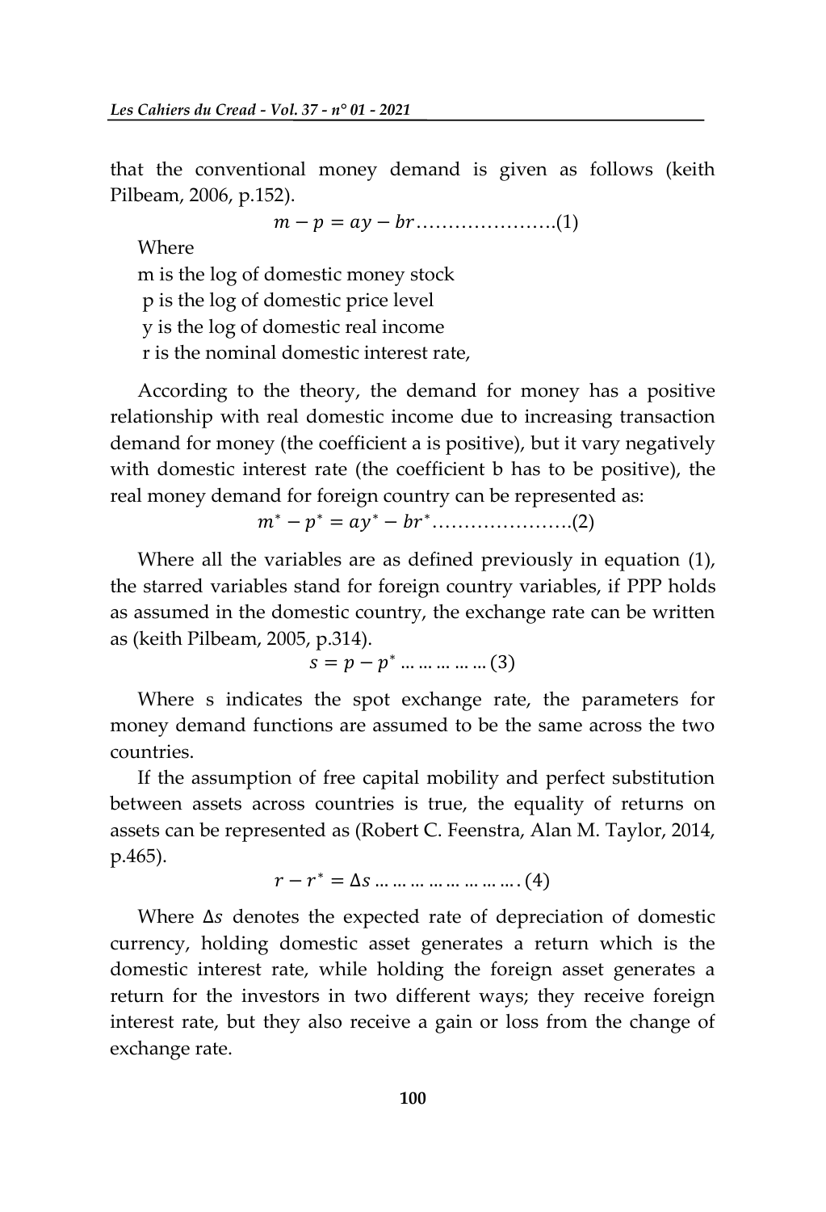that the conventional money demand is given as follows (keith Pilbeam, 2006, p.152).

$$m - p = ay - br \ldots\ldots\ldots\ldots\ldots\ldots\ldots(1)$$

Where

m is the log of domestic money stock

p is the log of domestic price level

y is the log of domestic real income

r is the nominal domestic interest rate,

According to the theory, the demand for money has a positive relationship with real domestic income due to increasing transaction demand for money (the coefficient a is positive), but it vary negatively with domestic interest rate (the coefficient b has to be positive), the real money demand for foreign country can be represented as:

$$m^{*} - p^{*} = ay^{*} - br^{*} \ldots\ldots\ldots\ldots\ldots\ldots\ldots(2)$$

Where all the variables are as defined previously in equation (1), the starred variables stand for foreign country variables, if PPP holds as assumed in the domestic country, the exchange rate can be written as (keith Pilbeam, 2005, p.314).

$$s = p - p^{*} \ldots\ldots\ldots\ldots\ldots (3)$$

Where s indicates the spot exchange rate, the parameters for money demand functions are assumed to be the same across the two countries.

If the assumption of free capital mobility and perfect substitution between assets across countries is true, the equality of returns on assets can be represented as (Robert C. Feenstra, Alan M. Taylor, 2014, p.465).

$$r - r^{*} = \Delta s \ldots\ldots\ldots\ldots\ldots\ldots\ldots\ldots (4)$$

Where $\Delta s$ denotes the expected rate of depreciation of domestic currency, holding domestic asset generates a return which is the domestic interest rate, while holding the foreign asset generates a return for the investors in two different ways; they receive foreign interest rate, but they also receive a gain or loss from the change of exchange rate.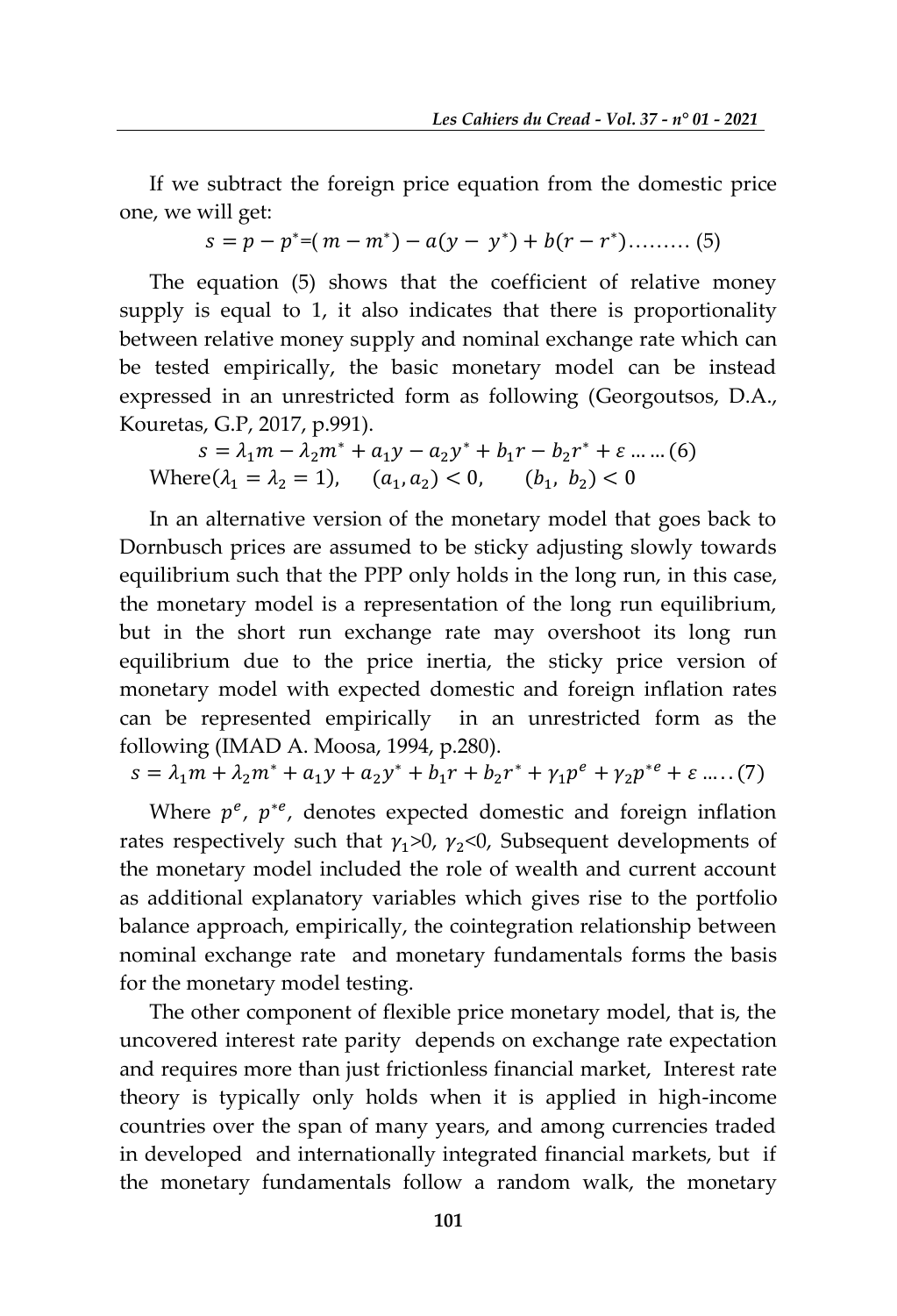If we subtract the foreign price equation from the domestic price one, we will get:

$$s = p - p^{*} = (m - m^{*}) - a(y - y^{*}) + b(r - r^{*}) \ldots\ldots\ldots (5)$$

The equation (5) shows that the coefficient of relative money supply is equal to 1, it also indicates that there is proportionality between relative money supply and nominal exchange rate which can be tested empirically, the basic monetary model can be instead expressed in an unrestricted form as following (Georgoutsos, D.A., Kouretas, G.P, 2017, p.991).

$$s = \lambda_1 m - \lambda_2 m^{*} + a_1 y - a_2 y^{*} + b_1 r - b_2 r^{*} + \varepsilon \ldots\ldots (6)$$

Where$(\lambda_1 = \lambda_2 = 1)$, $\quad (a_1, a_2) < 0$, $\quad (b_1, b_2) < 0$

In an alternative version of the monetary model that goes back to Dornbusch prices are assumed to be sticky adjusting slowly towards equilibrium such that the PPP only holds in the long run, in this case, the monetary model is a representation of the long run equilibrium, but in the short run exchange rate may overshoot its long run equilibrium due to the price inertia, the sticky price version of monetary model with expected domestic and foreign inflation rates can be represented empirically in an unrestricted form as the following (IMAD A. Moosa, 1994, p.280).

$$s = \lambda_1 m + \lambda_2 m^{*} + a_1 y + a_2 y^{*} + b_1 r + b_2 r^{*} + \gamma_1 p^{e} + \gamma_2 p^{*e} + \varepsilon \ldots\ldots (7)$$

Where $p^{e}$, $p^{*e}$, denotes expected domestic and foreign inflation rates respectively such that $\gamma_1 > 0$, $\gamma_2 < 0$, Subsequent developments of the monetary model included the role of wealth and current account as additional explanatory variables which gives rise to the portfolio balance approach, empirically, the cointegration relationship between nominal exchange rate and monetary fundamentals forms the basis for the monetary model testing.

The other component of flexible price monetary model, that is, the uncovered interest rate parity depends on exchange rate expectation and requires more than just frictionless financial market, Interest rate theory is typically only holds when it is applied in high-income countries over the span of many years, and among currencies traded in developed and internationally integrated financial markets, but if the monetary fundamentals follow a random walk, the monetary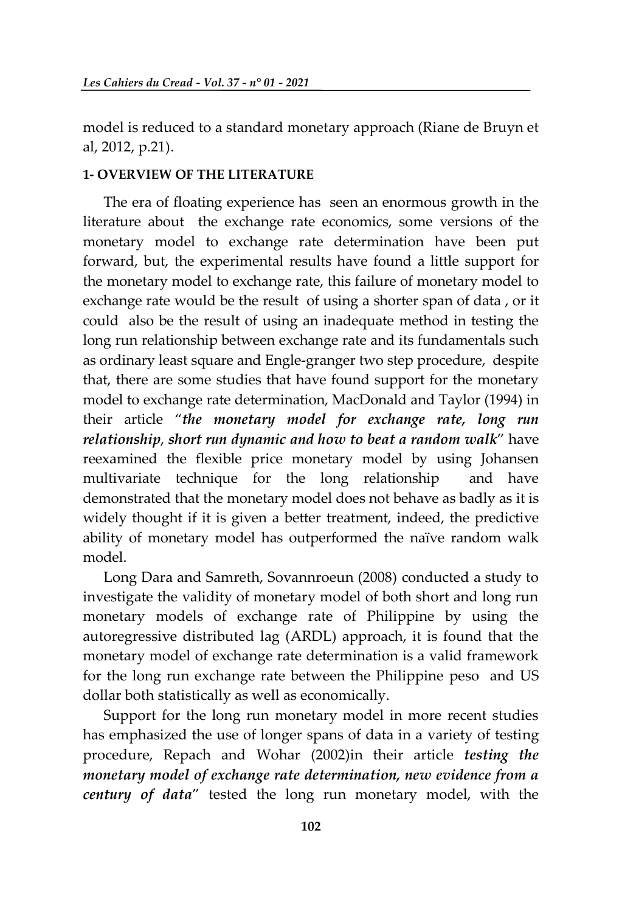model is reduced to a standard monetary approach (Riane de Bruyn et al, 2012, p.21).

## 1- OVERVIEW OF THE LITERATURE

The era of floating experience has seen an enormous growth in the literature about the exchange rate economics, some versions of the monetary model to exchange rate determination have been put forward, but, the experimental results have found a little support for the monetary model to exchange rate, this failure of monetary model to exchange rate would be the result of using a shorter span of data , or it could also be the result of using an inadequate method in testing the long run relationship between exchange rate and its fundamentals such as ordinary least square and Engle-granger two step procedure, despite that, there are some studies that have found support for the monetary model to exchange rate determination, MacDonald and Taylor (1994) in their article "***the monetary model for exchange rate, long run relationship, short run dynamic and how to beat a random walk***" have reexamined the flexible price monetary model by using Johansen multivariate technique for the long relationship and have demonstrated that the monetary model does not behave as badly as it is widely thought if it is given a better treatment, indeed, the predictive ability of monetary model has outperformed the naïve random walk model.

Long Dara and Samreth, Sovannroeun (2008) conducted a study to investigate the validity of monetary model of both short and long run monetary models of exchange rate of Philippine by using the autoregressive distributed lag (ARDL) approach, it is found that the monetary model of exchange rate determination is a valid framework for the long run exchange rate between the Philippine peso and US dollar both statistically as well as economically.

Support for the long run monetary model in more recent studies has emphasized the use of longer spans of data in a variety of testing procedure, Repach and Wohar (2002)in their article ***testing the monetary model of exchange rate determination, new evidence from a century of data***" tested the long run monetary model, with the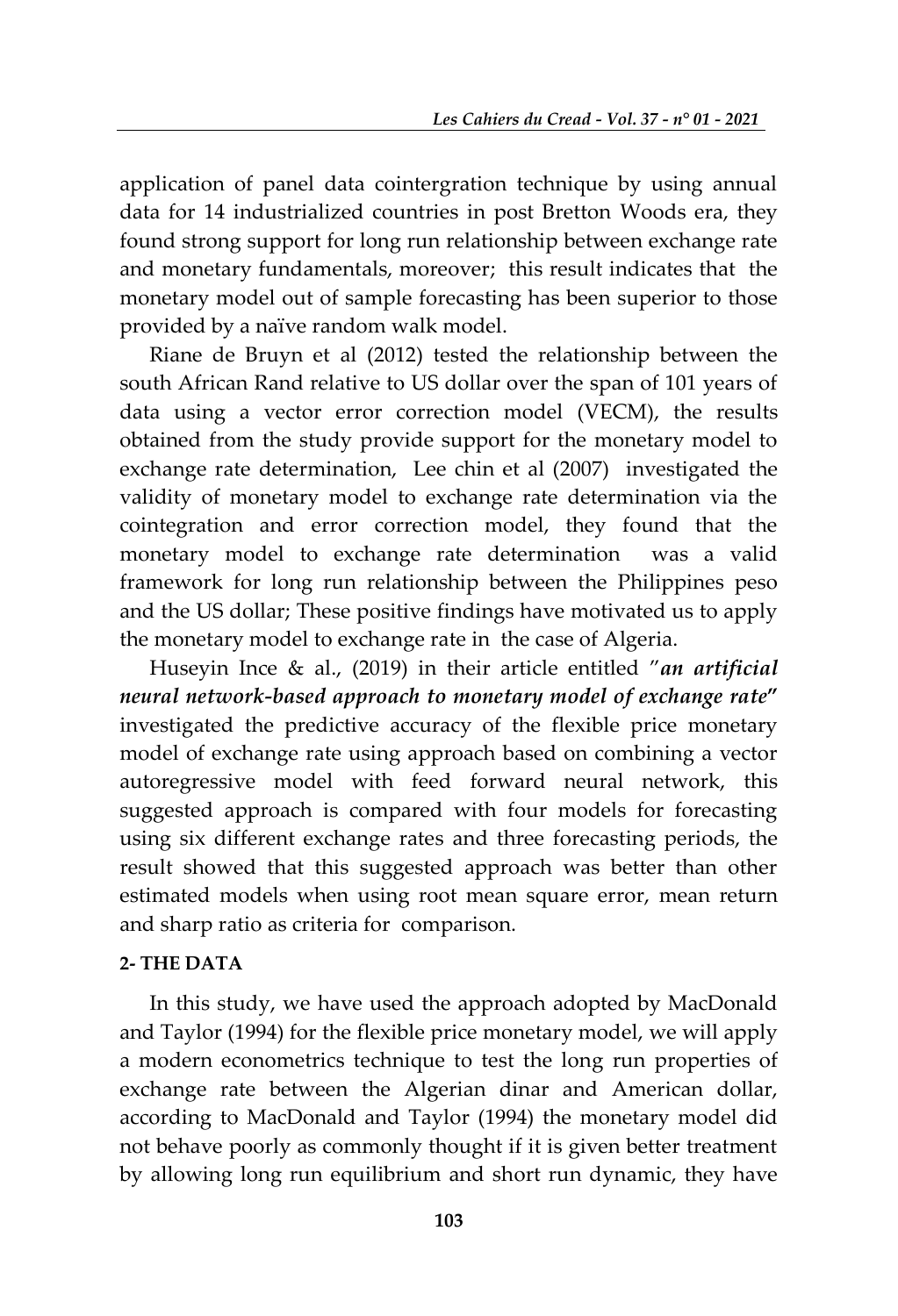application of panel data cointergration technique by using annual data for 14 industrialized countries in post Bretton Woods era, they found strong support for long run relationship between exchange rate and monetary fundamentals, moreover; this result indicates that the monetary model out of sample forecasting has been superior to those provided by a naïve random walk model.

Riane de Bruyn et al (2012) tested the relationship between the south African Rand relative to US dollar over the span of 101 years of data using a vector error correction model (VECM), the results obtained from the study provide support for the monetary model to exchange rate determination, Lee chin et al (2007) investigated the validity of monetary model to exchange rate determination via the cointegration and error correction model, they found that the monetary model to exchange rate determination was a valid framework for long run relationship between the Philippines peso and the US dollar; These positive findings have motivated us to apply the monetary model to exchange rate in the case of Algeria.

Huseyin Ince & al., (2019) in their article entitled "***an artificial neural network-based approach to monetary model of exchange rate***" investigated the predictive accuracy of the flexible price monetary model of exchange rate using approach based on combining a vector autoregressive model with feed forward neural network, this suggested approach is compared with four models for forecasting using six different exchange rates and three forecasting periods, the result showed that this suggested approach was better than other estimated models when using root mean square error, mean return and sharp ratio as criteria for comparison.

## 2- THE DATA

In this study, we have used the approach adopted by MacDonald and Taylor (1994) for the flexible price monetary model, we will apply a modern econometrics technique to test the long run properties of exchange rate between the Algerian dinar and American dollar, according to MacDonald and Taylor (1994) the monetary model did not behave poorly as commonly thought if it is given better treatment by allowing long run equilibrium and short run dynamic, they have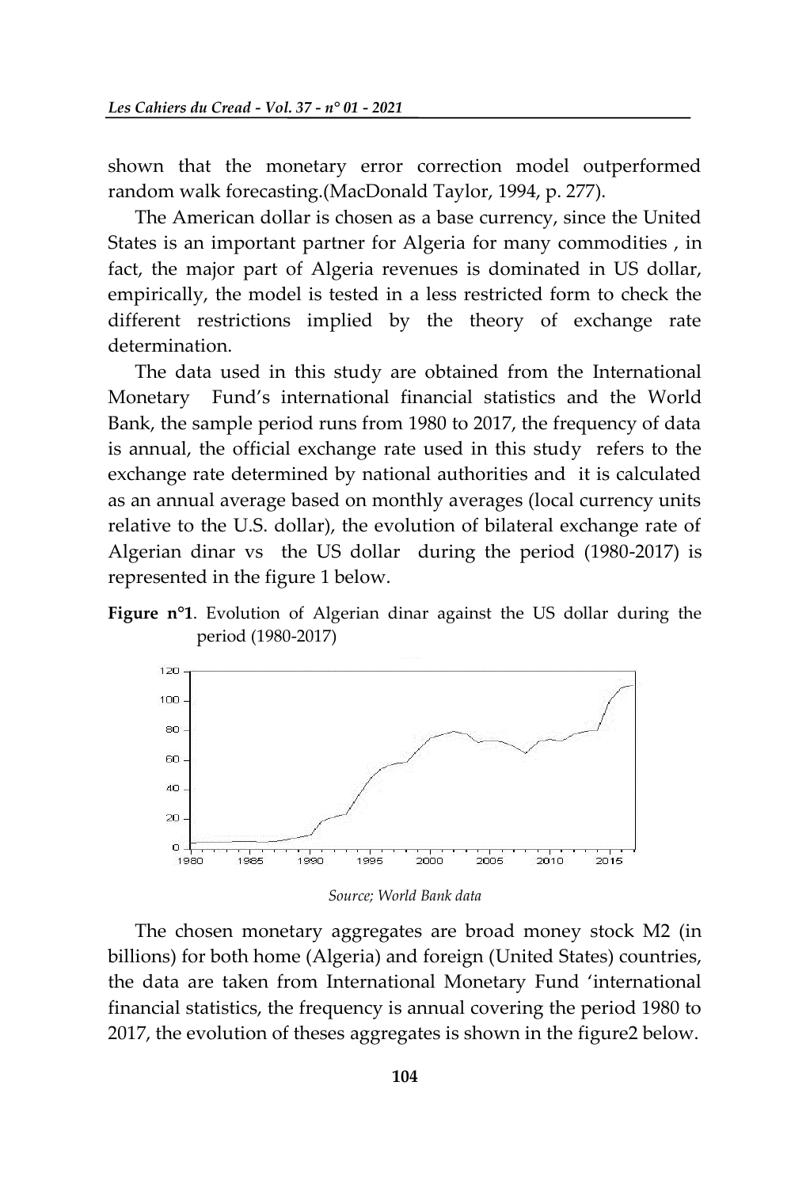shown that the monetary error correction model outperformed random walk forecasting.(MacDonald Taylor, 1994, p. 277).

The American dollar is chosen as a base currency, since the United States is an important partner for Algeria for many commodities , in fact, the major part of Algeria revenues is dominated in US dollar, empirically, the model is tested in a less restricted form to check the different restrictions implied by the theory of exchange rate determination.

The data used in this study are obtained from the International Monetary Fund's international financial statistics and the World Bank, the sample period runs from 1980 to 2017, the frequency of data is annual, the official exchange rate used in this study refers to the exchange rate determined by national authorities and it is calculated as an annual average based on monthly averages (local currency units relative to the U.S. dollar), the evolution of bilateral exchange rate of Algerian dinar vs the US dollar during the period (1980-2017) is represented in the figure 1 below.

**Figure n°1**. Evolution of Algerian dinar against the US dollar during the period (1980-2017)

*Source; World Bank data*

The chosen monetary aggregates are broad money stock M2 (in billions) for both home (Algeria) and foreign (United States) countries, the data are taken from International Monetary Fund 'international financial statistics, the frequency is annual covering the period 1980 to 2017, the evolution of theses aggregates is shown in the figure2 below.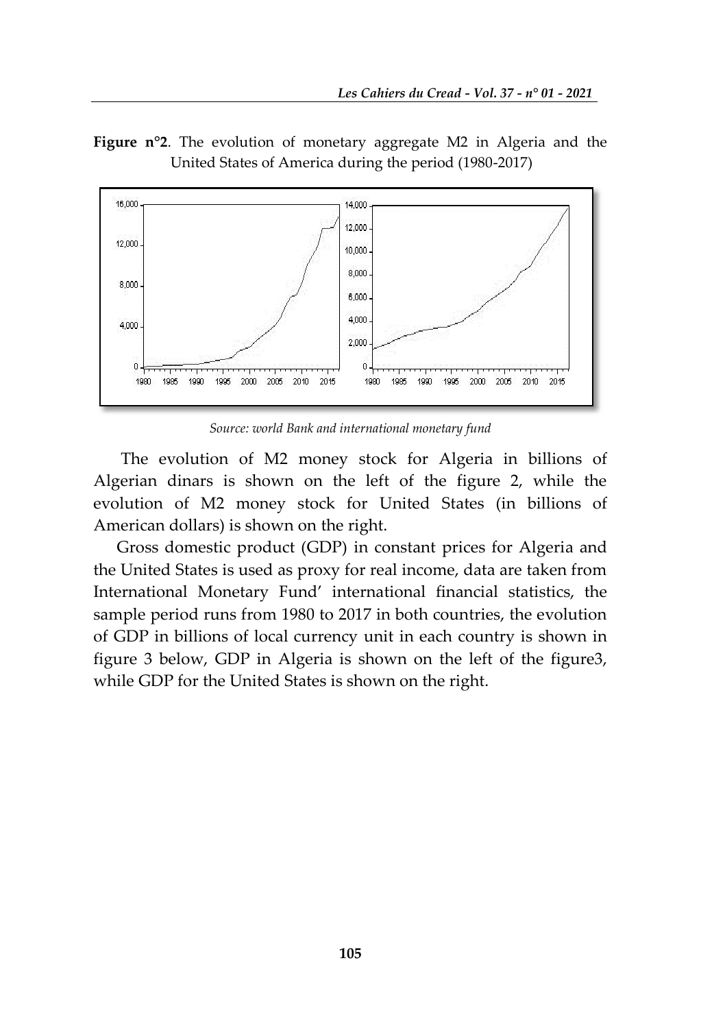**Figure n°2**. The evolution of monetary aggregate M2 in Algeria and the United States of America during the period (1980-2017)

*Source: world Bank and international monetary fund*

The evolution of M2 money stock for Algeria in billions of Algerian dinars is shown on the left of the figure 2, while the evolution of M2 money stock for United States (in billions of American dollars) is shown on the right.

Gross domestic product (GDP) in constant prices for Algeria and the United States is used as proxy for real income, data are taken from International Monetary Fund' international financial statistics, the sample period runs from 1980 to 2017 in both countries, the evolution of GDP in billions of local currency unit in each country is shown in figure 3 below, GDP in Algeria is shown on the left of the figure3, while GDP for the United States is shown on the right.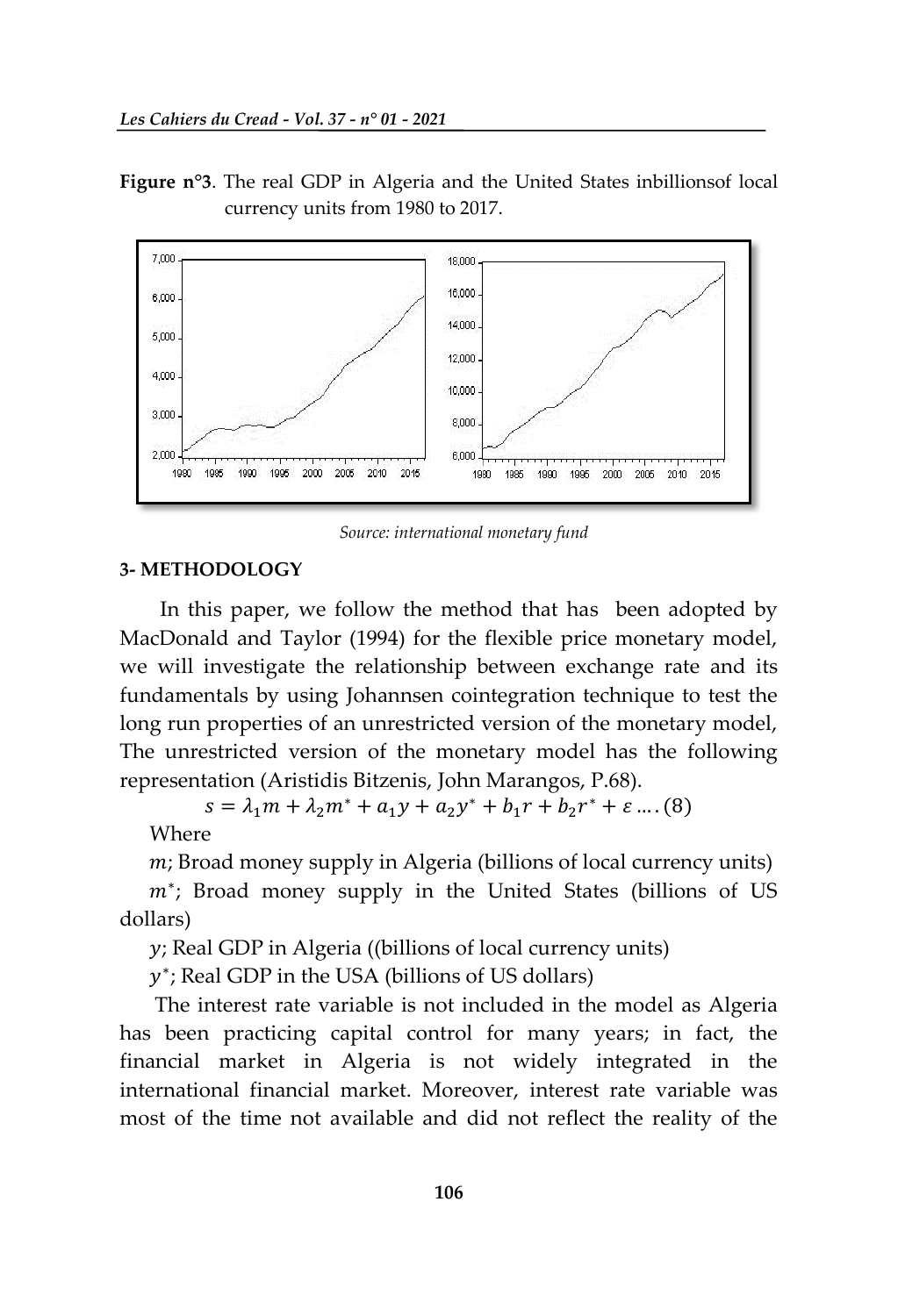**Figure n°3**. The real GDP in Algeria and the United States inbillionsof local currency units from 1980 to 2017.

*Source: international monetary fund*

## 3- METHODOLOGY

In this paper, we follow the method that has been adopted by MacDonald and Taylor (1994) for the flexible price monetary model, we will investigate the relationship between exchange rate and its fundamentals by using Johannsen cointegration technique to test the long run properties of an unrestricted version of the monetary model, The unrestricted version of the monetary model has the following representation (Aristidis Bitzenis, John Marangos, P.68).

$$s = \lambda_1 m + \lambda_2 m^* + a_1 y + a_2 y^* + b_1 r + b_2 r^* + \varepsilon \;.... (8)$$

Where

$m$; Broad money supply in Algeria (billions of local currency units)

$m^*$; Broad money supply in the United States (billions of US dollars)

$y$; Real GDP in Algeria ((billions of local currency units)

$y^*$; Real GDP in the USA (billions of US dollars)

The interest rate variable is not included in the model as Algeria has been practicing capital control for many years; in fact, the financial market in Algeria is not widely integrated in the international financial market. Moreover, interest rate variable was most of the time not available and did not reflect the reality of the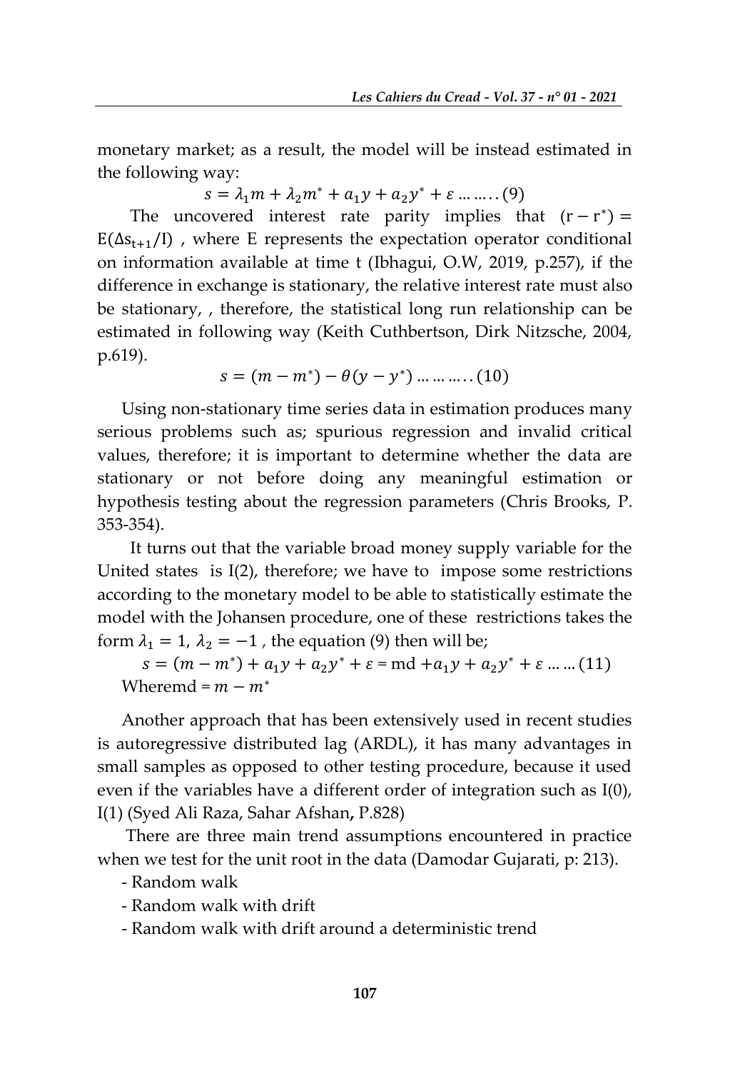monetary market; as a result, the model will be instead estimated in the following way:

$$s = \lambda_1 m + \lambda_2 m^* + a_1 y + a_2 y^* + \varepsilon \ldots\ldots..(9)$$

The uncovered interest rate parity implies that $(r - r^*) = E(\Delta s_{t+1}/I)$ , where E represents the expectation operator conditional on information available at time t (Ibhagui, O.W, 2019, p.257), if the difference in exchange is stationary, the relative interest rate must also be stationary, , therefore, the statistical long run relationship can be estimated in following way (Keith Cuthbertson, Dirk Nitzsche, 2004, p.619).

$$s = (m - m^*) - \theta(y - y^*) \ldots\ldots\ldots..(10)$$

Using non-stationary time series data in estimation produces many serious problems such as; spurious regression and invalid critical values, therefore; it is important to determine whether the data are stationary or not before doing any meaningful estimation or hypothesis testing about the regression parameters (Chris Brooks, P. 353-354).

It turns out that the variable broad money supply variable for the United states is I(2), therefore; we have to impose some restrictions according to the monetary model to be able to statistically estimate the model with the Johansen procedure, one of these restrictions takes the form $\lambda_1 = 1$, $\lambda_2 = -1$ , the equation (9) then will be;

$$s = (m - m^*) + a_1 y + a_2 y^* + \varepsilon = \text{md} + a_1 y + a_2 y^* + \varepsilon \ldots\ldots(11)$$

Wheremd = $m - m^*$

Another approach that has been extensively used in recent studies is autoregressive distributed lag (ARDL), it has many advantages in small samples as opposed to other testing procedure, because it used even if the variables have a different order of integration such as I(0), I(1) (Syed Ali Raza, Sahar Afshan**,** P.828)

There are three main trend assumptions encountered in practice when we test for the unit root in the data (Damodar Gujarati, p: 213).

- Random walk
- Random walk with drift
- Random walk with drift around a deterministic trend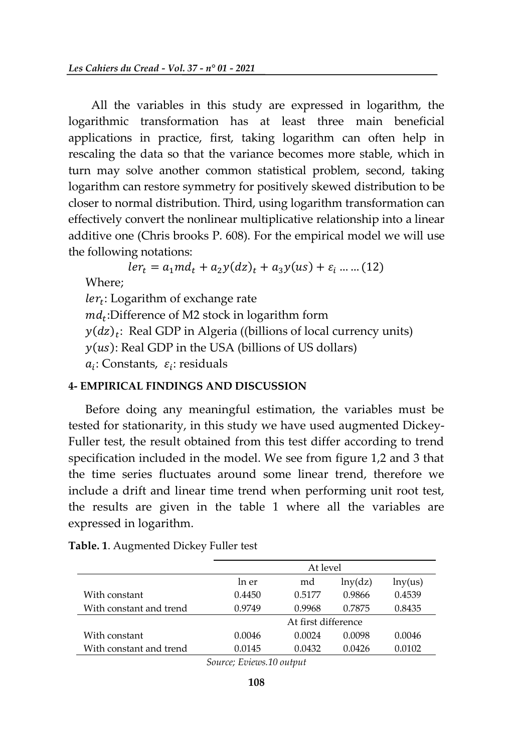All the variables in this study are expressed in logarithm, the logarithmic transformation has at least three main beneficial applications in practice, first, taking logarithm can often help in rescaling the data so that the variance becomes more stable, which in turn may solve another common statistical problem, second, taking logarithm can restore symmetry for positively skewed distribution to be closer to normal distribution. Third, using logarithm transformation can effectively convert the nonlinear multiplicative relationship into a linear additive one (Chris brooks P. 608). For the empirical model we will use the following notations:

$$ler_t = a_1 md_t + a_2 y(dz)_t + a_3 y(us) + \varepsilon_i \;\ldots\ldots (12)$$

Where;

$ler_t$: Logarithm of exchange rate

$md_t$:Difference of M2 stock in logarithm form

$y(dz)_t$: Real GDP in Algeria ((billions of local currency units)

$y(us)$: Real GDP in the USA (billions of US dollars)

$a_i$: Constants, $\varepsilon_i$: residuals

## 4- EMPIRICAL FINDINGS AND DISCUSSION

Before doing any meaningful estimation, the variables must be tested for stationarity, in this study we have used augmented Dickey-Fuller test, the result obtained from this test differ according to trend specification included in the model. We see from figure 1,2 and 3 that the time series fluctuates around some linear trend, therefore we include a drift and linear time trend when performing unit root test, the results are given in the table 1 where all the variables are expressed in logarithm.

**Table. 1**. Augmented Dickey Fuller test

| | At level | | | |
|---|---|---|---|---|
| | ln er | md | lny(dz) | lny(us) |
| With constant | 0.4450 | 0.5177 | 0.9866 | 0.4539 |
| With constant and trend | 0.9749 | 0.9968 | 0.7875 | 0.8435 |
| | At first difference | | | |
| With constant | 0.0046 | 0.0024 | 0.0098 | 0.0046 |
| With constant and trend | 0.0145 | 0.0432 | 0.0426 | 0.0102 |

*Source; Eviews.10 output*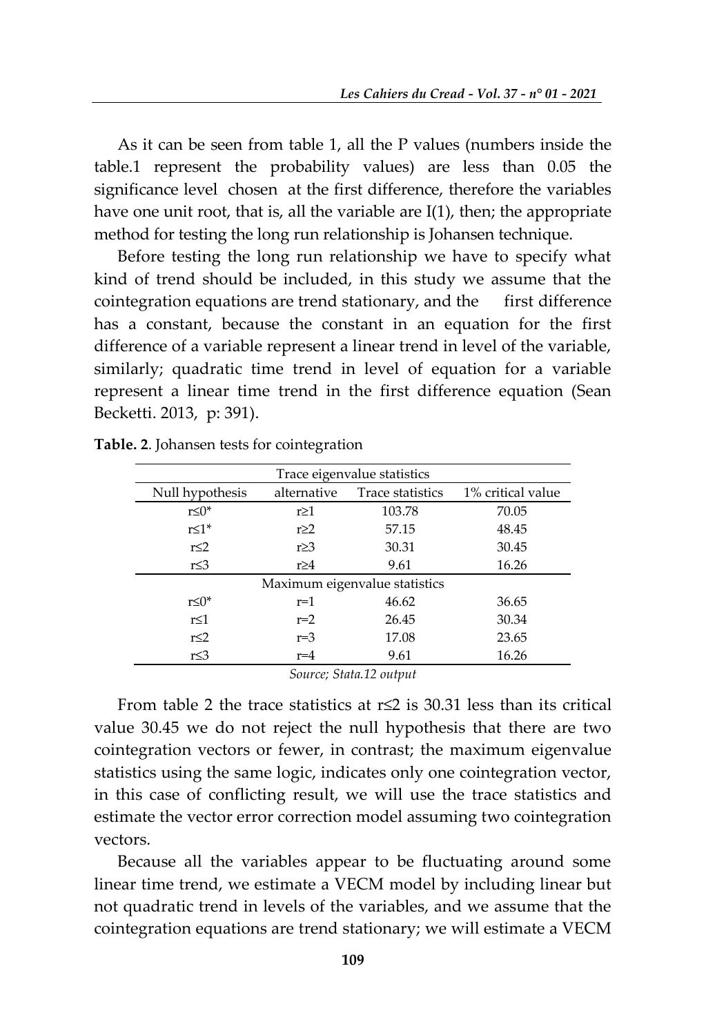As it can be seen from table 1, all the P values (numbers inside the table.1 represent the probability values) are less than 0.05 the significance level chosen at the first difference, therefore the variables have one unit root, that is, all the variable are I(1), then; the appropriate method for testing the long run relationship is Johansen technique.

Before testing the long run relationship we have to specify what kind of trend should be included, in this study we assume that the cointegration equations are trend stationary, and the first difference has a constant, because the constant in an equation for the first difference of a variable represent a linear trend in level of the variable, similarly; quadratic time trend in level of equation for a variable represent a linear time trend in the first difference equation (Sean Becketti. 2013, p: 391).

**Table. 2**. Johansen tests for cointegration

| Null hypothesis | alternative | Trace statistics | 1% critical value |
|---|---|---|---|
| Trace eigenvalue statistics | | | |
| r≤0* | r≥1 | 103.78 | 70.05 |
| r≤1* | r≥2 | 57.15 | 48.45 |
| r≤2 | r≥3 | 30.31 | 30.45 |
| r≤3 | r≥4 | 9.61 | 16.26 |
| Maximum eigenvalue statistics | | | |
| r≤0* | r=1 | 46.62 | 36.65 |
| r≤1 | r=2 | 26.45 | 30.34 |
| r≤2 | r=3 | 17.08 | 23.65 |
| r≤3 | r=4 | 9.61 | 16.26 |

*Source; Stata.12 output*

From table 2 the trace statistics at r≤2 is 30.31 less than its critical value 30.45 we do not reject the null hypothesis that there are two cointegration vectors or fewer, in contrast; the maximum eigenvalue statistics using the same logic, indicates only one cointegration vector, in this case of conflicting result, we will use the trace statistics and estimate the vector error correction model assuming two cointegration vectors.

Because all the variables appear to be fluctuating around some linear time trend, we estimate a VECM model by including linear but not quadratic trend in levels of the variables, and we assume that the cointegration equations are trend stationary; we will estimate a VECM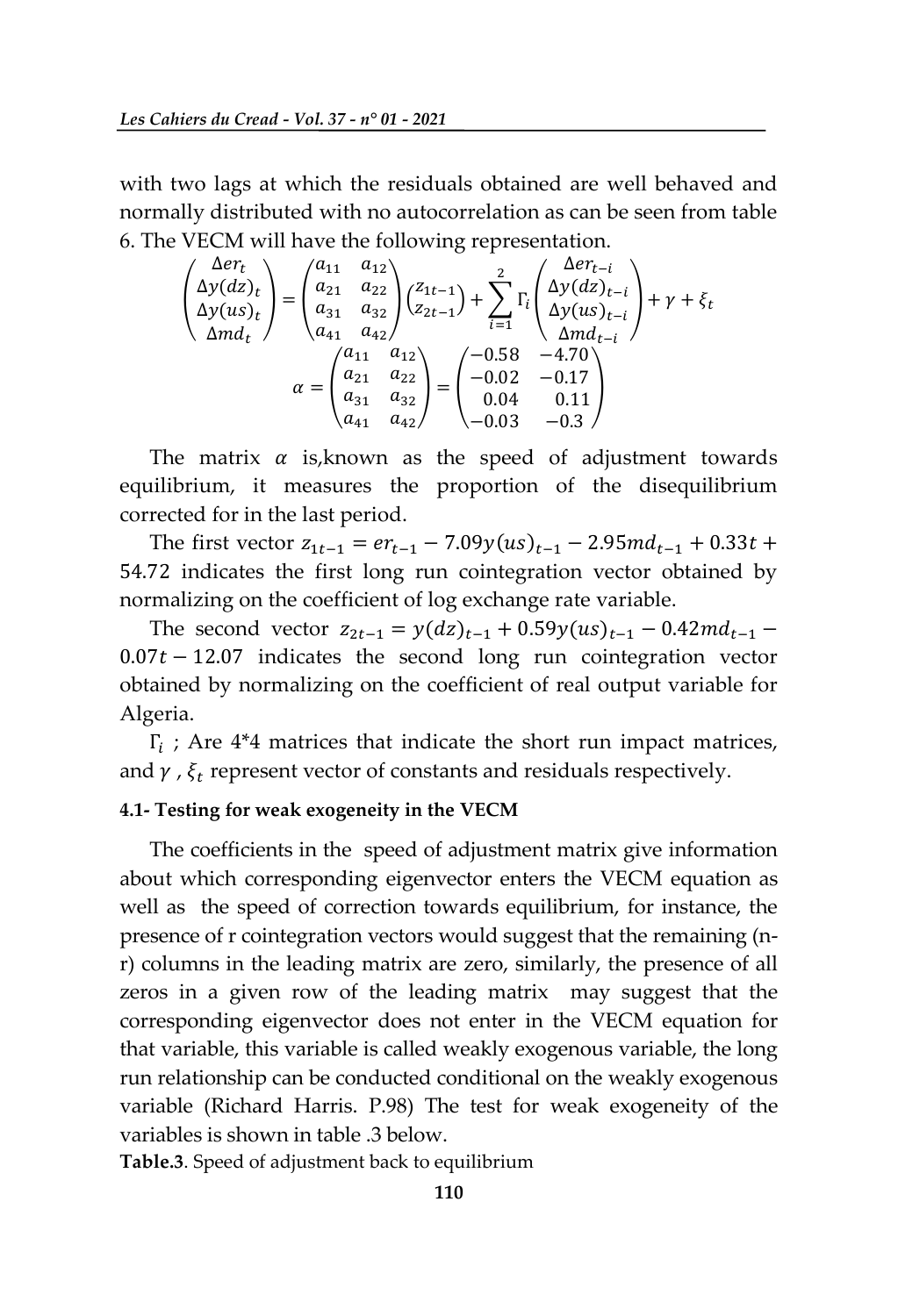with two lags at which the residuals obtained are well behaved and normally distributed with no autocorrelation as can be seen from table 6. The VECM will have the following representation.

$$\begin{pmatrix} \Delta er_t \\ \Delta y(dz)_t \\ \Delta y(us)_t \\ \Delta md_t \end{pmatrix} = \begin{pmatrix} a_{11} & a_{12} \\ a_{21} & a_{22} \\ a_{31} & a_{32} \\ a_{41} & a_{42} \end{pmatrix} \begin{pmatrix} z_{1t-1} \\ z_{2t-1} \end{pmatrix} + \sum_{i=1}^{2} \Gamma_i \begin{pmatrix} \Delta er_{t-i} \\ \Delta y(dz)_{t-i} \\ \Delta y(us)_{t-i} \\ \Delta md_{t-i} \end{pmatrix} + \gamma + \xi_t$$

$$\alpha = \begin{pmatrix} a_{11} & a_{12} \\ a_{21} & a_{22} \\ a_{31} & a_{32} \\ a_{41} & a_{42} \end{pmatrix} = \begin{pmatrix} -0.58 & -4.70 \\ -0.02 & -0.17 \\ 0.04 & 0.11 \\ -0.03 & -0.3 \end{pmatrix}$$

The matrix $\alpha$ is,known as the speed of adjustment towards equilibrium, it measures the proportion of the disequilibrium corrected for in the last period.

The first vector $z_{1t-1} = er_{t-1} - 7.09y(us)_{t-1} - 2.95md_{t-1} + 0.33t + 54.72$ indicates the first long run cointegration vector obtained by normalizing on the coefficient of log exchange rate variable.

The second vector $z_{2t-1} = y(dz)_{t-1} + 0.59y(us)_{t-1} - 0.42md_{t-1} - 0.07t - 12.07$ indicates the second long run cointegration vector obtained by normalizing on the coefficient of real output variable for Algeria.

$\Gamma_i$ ; Are 4*4 matrices that indicate the short run impact matrices, and $\gamma$ , $\xi_t$ represent vector of constants and residuals respectively.

#### 4.1- Testing for weak exogeneity in the VECM

The coefficients in the speed of adjustment matrix give information about which corresponding eigenvector enters the VECM equation as well as the speed of correction towards equilibrium, for instance, the presence of r cointegration vectors would suggest that the remaining (n-r) columns in the leading matrix are zero, similarly, the presence of all zeros in a given row of the leading matrix may suggest that the corresponding eigenvector does not enter in the VECM equation for that variable, this variable is called weakly exogenous variable, the long run relationship can be conducted conditional on the weakly exogenous variable (Richard Harris. P.98) The test for weak exogeneity of the variables is shown in table .3 below.

**Table.3**. Speed of adjustment back to equilibrium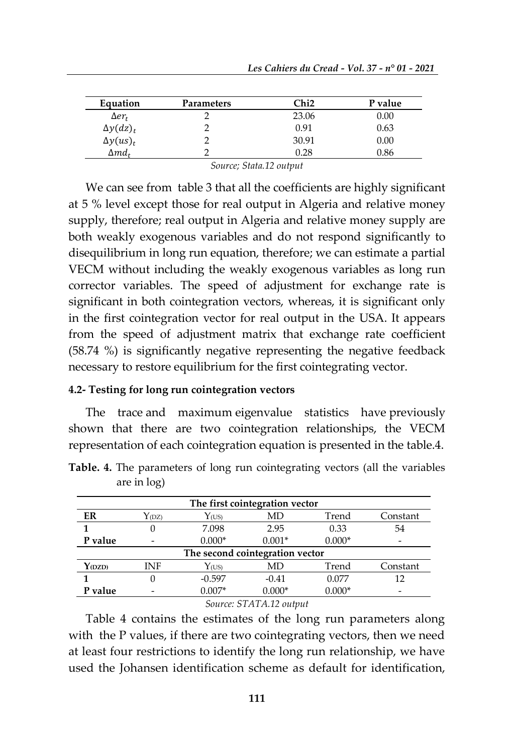| Equation | Parameters | Chi2 | P value |
|---|---|---|---|
| $\Delta er_t$ | 2 | 23.06 | 0.00 |
| $\Delta y(dz)_t$ | 2 | 0.91 | 0.63 |
| $\Delta y(us)_t$ | 2 | 30.91 | 0.00 |
| $\Delta md_t$ | 2 | 0.28 | 0.86 |

*Source; Stata.12 output*

We can see from table 3 that all the coefficients are highly significant at 5 % level except those for real output in Algeria and relative money supply, therefore; real output in Algeria and relative money supply are both weakly exogenous variables and do not respond significantly to disequilibrium in long run equation, therefore; we can estimate a partial VECM without including the weakly exogenous variables as long run corrector variables. The speed of adjustment for exchange rate is significant in both cointegration vectors, whereas, it is significant only in the first cointegration vector for real output in the USA. It appears from the speed of adjustment matrix that exchange rate coefficient (58.74 %) is significantly negative representing the negative feedback necessary to restore equilibrium for the first cointegrating vector.

#### 4.2- Testing for long run cointegration vectors

The trace and maximum eigenvalue statistics have previously shown that there are two cointegration relationships, the VECM representation of each cointegration equation is presented in the table.4.

**Table. 4.** The parameters of long run cointegrating vectors (all the variables are in log)

| The first cointegration vector | | | | | |
|---|---|---|---|---|---|
| **ER** | $Y_{(DZ)}$ | $Y_{(US)}$ | MD | Trend | Constant |
| **1** | 0 | 7.098 | 2.95 | 0.33 | 54 |
| **P value** | - | 0.000* | 0.001* | 0.000* | - |
| **The second cointegration vector** | | | | | |
| $\mathbf{Y_{(DZD)}}$ | INF | $Y_{(US)}$ | MD | Trend | Constant |
| **1** | 0 | -0.597 | -0.41 | 0.077 | 12 |
| **P value** | - | 0.007* | 0.000* | 0.000* | - |

*Source: STATA.12 output*

Table 4 contains the estimates of the long run parameters along with the P values, if there are two cointegrating vectors, then we need at least four restrictions to identify the long run relationship, we have used the Johansen identification scheme as default for identification,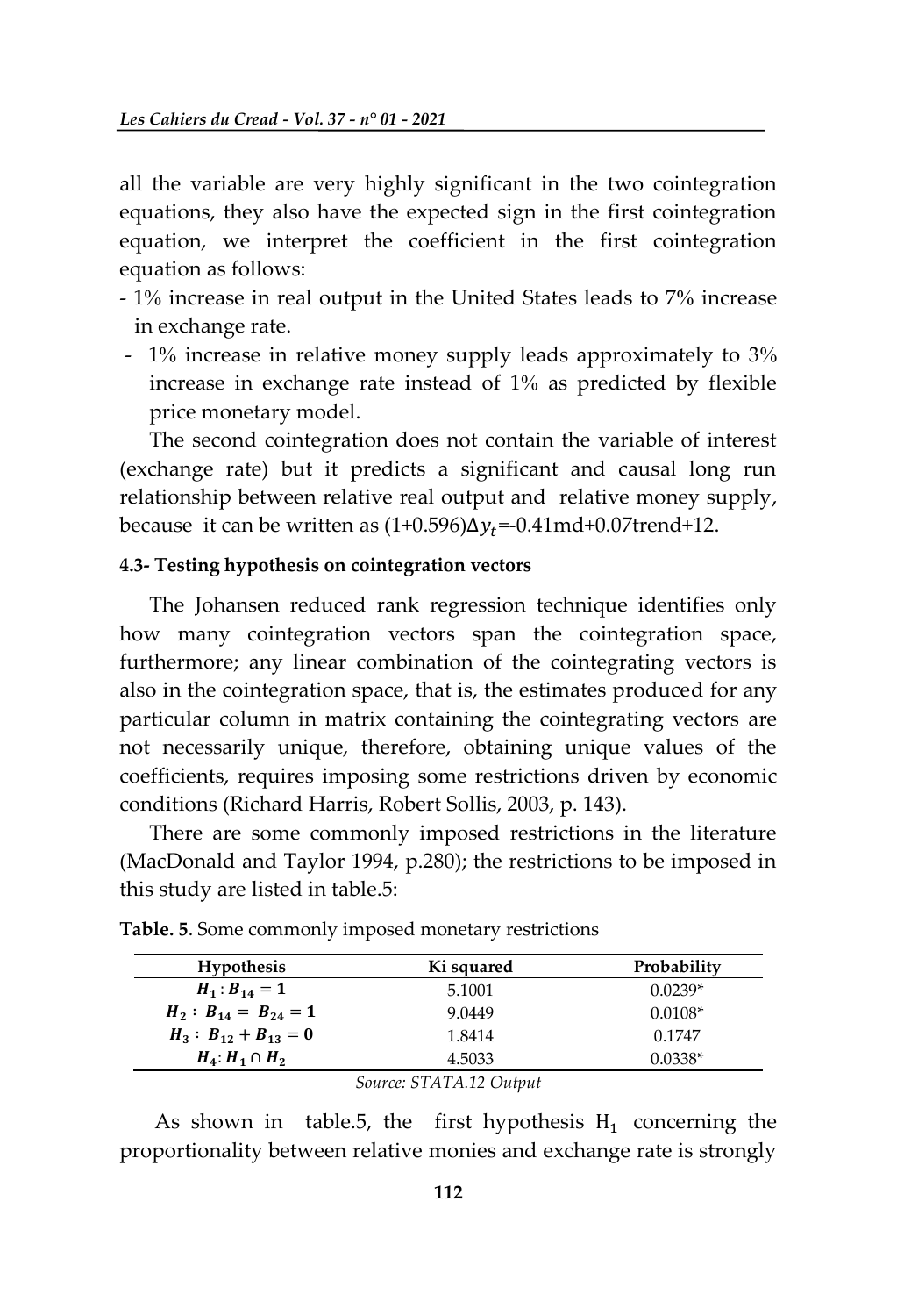all the variable are very highly significant in the two cointegration equations, they also have the expected sign in the first cointegration equation, we interpret the coefficient in the first cointegration equation as follows:

- 1% increase in real output in the United States leads to 7% increase in exchange rate.
- 1% increase in relative money supply leads approximately to 3% increase in exchange rate instead of 1% as predicted by flexible price monetary model.

The second cointegration does not contain the variable of interest (exchange rate) but it predicts a significant and causal long run relationship between relative real output and relative money supply, because it can be written as (1+0.596)$\Delta y_t$=-0.41md+0.07trend+12.

#### 4.3- Testing hypothesis on cointegration vectors

The Johansen reduced rank regression technique identifies only how many cointegration vectors span the cointegration space, furthermore; any linear combination of the cointegrating vectors is also in the cointegration space, that is, the estimates produced for any particular column in matrix containing the cointegrating vectors are not necessarily unique, therefore, obtaining unique values of the coefficients, requires imposing some restrictions driven by economic conditions (Richard Harris, Robert Sollis, 2003, p. 143).

There are some commonly imposed restrictions in the literature (MacDonald and Taylor 1994, p.280); the restrictions to be imposed in this study are listed in table.5:

**Table. 5**. Some commonly imposed monetary restrictions

| Hypothesis | Ki squared | Probability |
|---|---|---|
| $H_1 : B_{14} = 1$ | 5.1001 | 0.0239* |
| $H_2 : B_{14} = B_{24} = 1$ | 9.0449 | 0.0108* |
| $H_3 : B_{12} + B_{13} = 0$ | 1.8414 | 0.1747 |
| $H_4 : H_1 \cap H_2$ | 4.5033 | 0.0338* |

*Source: STATA.12 Output*

As shown in table.5, the first hypothesis $H_1$ concerning the proportionality between relative monies and exchange rate is strongly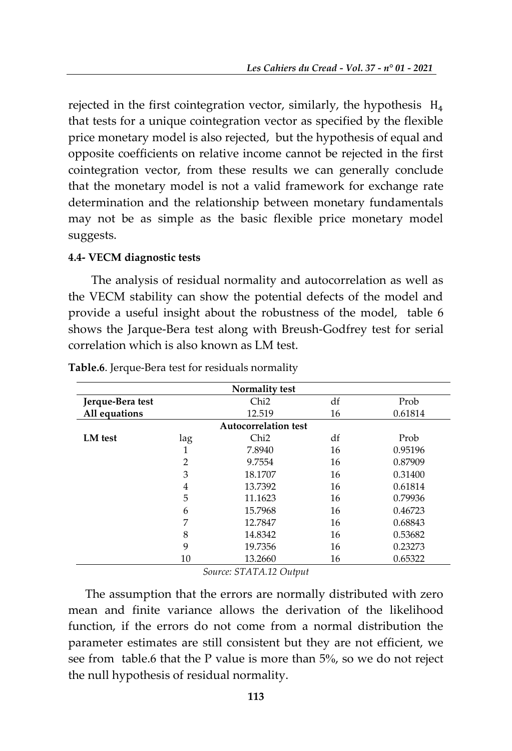rejected in the first cointegration vector, similarly, the hypothesis $H_4$ that tests for a unique cointegration vector as specified by the flexible price monetary model is also rejected, but the hypothesis of equal and opposite coefficients on relative income cannot be rejected in the first cointegration vector, from these results we can generally conclude that the monetary model is not a valid framework for exchange rate determination and the relationship between monetary fundamentals may not be as simple as the basic flexible price monetary model suggests.

#### 4.4- VECM diagnostic tests

The analysis of residual normality and autocorrelation as well as the VECM stability can show the potential defects of the model and provide a useful insight about the robustness of the model, table 6 shows the Jarque-Bera test along with Breush-Godfrey test for serial correlation which is also known as LM test.

**Table.6**. Jerque-Bera test for residuals normality

| | | **Normality test** | | |
|---|---|---|---|---|
| **Jerque-Bera test** | | Chi2 | df | Prob |
| **All equations** | | 12.519 | 16 | 0.61814 |
| | | **Autocorrelation test** | | |
| **LM test** | lag | Chi2 | df | Prob |
| | 1 | 7.8940 | 16 | 0.95196 |
| | 2 | 9.7554 | 16 | 0.87909 |
| | 3 | 18.1707 | 16 | 0.31400 |
| | 4 | 13.7392 | 16 | 0.61814 |
| | 5 | 11.1623 | 16 | 0.79936 |
| | 6 | 15.7968 | 16 | 0.46723 |
| | 7 | 12.7847 | 16 | 0.68843 |
| | 8 | 14.8342 | 16 | 0.53682 |
| | 9 | 19.7356 | 16 | 0.23273 |
| | 10 | 13.2660 | 16 | 0.65322 |

*Source: STATA.12 Output*

The assumption that the errors are normally distributed with zero mean and finite variance allows the derivation of the likelihood function, if the errors do not come from a normal distribution the parameter estimates are still consistent but they are not efficient, we see from table.6 that the P value is more than 5%, so we do not reject the null hypothesis of residual normality.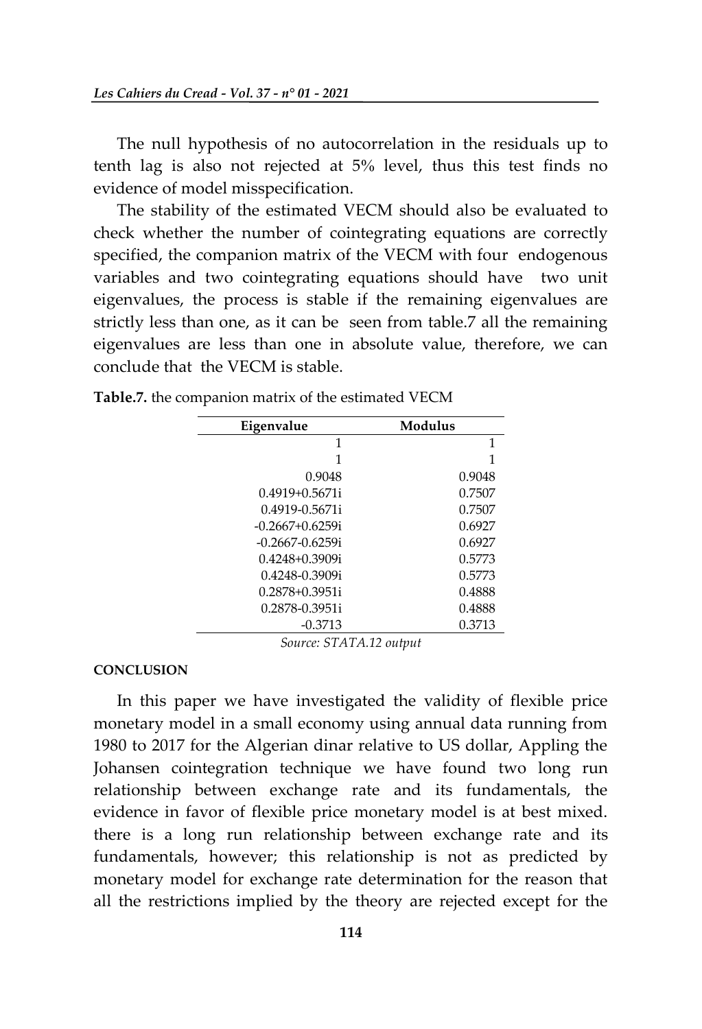The null hypothesis of no autocorrelation in the residuals up to tenth lag is also not rejected at 5% level, thus this test finds no evidence of model misspecification.

The stability of the estimated VECM should also be evaluated to check whether the number of cointegrating equations are correctly specified, the companion matrix of the VECM with four endogenous variables and two cointegrating equations should have two unit eigenvalues, the process is stable if the remaining eigenvalues are strictly less than one, as it can be seen from table.7 all the remaining eigenvalues are less than one in absolute value, therefore, we can conclude that the VECM is stable.

**Table.7.** the companion matrix of the estimated VECM

| Eigenvalue | Modulus |
|---:|---:|
| 1 | 1 |
| 1 | 1 |
| 0.9048 | 0.9048 |
| 0.4919+0.5671i | 0.7507 |
| 0.4919-0.5671i | 0.7507 |
| -0.2667+0.6259i | 0.6927 |
| -0.2667-0.6259i | 0.6927 |
| 0.4248+0.3909i | 0.5773 |
| 0.4248-0.3909i | 0.5773 |
| 0.2878+0.3951i | 0.4888 |
| 0.2878-0.3951i | 0.4888 |
| -0.3713 | 0.3713 |

*Source: STATA.12 output*

**CONCLUSION**

In this paper we have investigated the validity of flexible price monetary model in a small economy using annual data running from 1980 to 2017 for the Algerian dinar relative to US dollar, Appling the Johansen cointegration technique we have found two long run relationship between exchange rate and its fundamentals, the evidence in favor of flexible price monetary model is at best mixed. there is a long run relationship between exchange rate and its fundamentals, however; this relationship is not as predicted by monetary model for exchange rate determination for the reason that all the restrictions implied by the theory are rejected except for the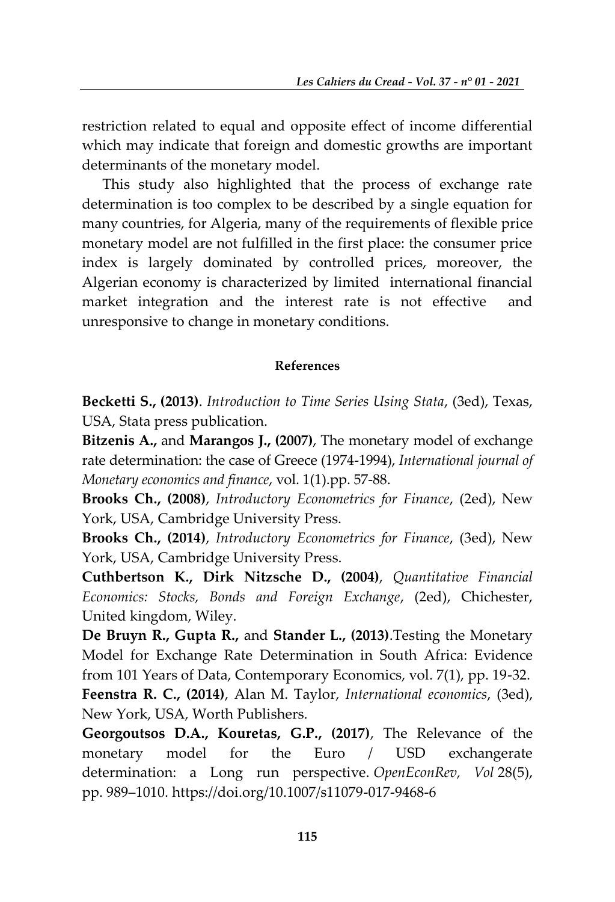restriction related to equal and opposite effect of income differential which may indicate that foreign and domestic growths are important determinants of the monetary model.

This study also highlighted that the process of exchange rate determination is too complex to be described by a single equation for many countries, for Algeria, many of the requirements of flexible price monetary model are not fulfilled in the first place: the consumer price index is largely dominated by controlled prices, moreover, the Algerian economy is characterized by limited international financial market integration and the interest rate is not effective and unresponsive to change in monetary conditions.

### References

**Becketti S., (2013)**. *Introduction to Time Series Using Stata*, (3ed), Texas, USA, Stata press publication.

**Bitzenis A.,** and **Marangos J., (2007)**, The monetary model of exchange rate determination: the case of Greece (1974-1994), *International journal of Monetary economics and finance*, vol. 1(1).pp. 57-88.

**Brooks Ch., (2008)**, *Introductory Econometrics for Finance*, (2ed), New York, USA, Cambridge University Press.

**Brooks Ch., (2014)**, *Introductory Econometrics for Finance*, (3ed), New York, USA, Cambridge University Press.

**Cuthbertson K., Dirk Nitzsche D., (2004)**, *Quantitative Financial Economics: Stocks, Bonds and Foreign Exchange*, (2ed), Chichester, United kingdom, Wiley.

**De Bruyn R., Gupta R.,** and **Stander L., (2013)**.Testing the Monetary Model for Exchange Rate Determination in South Africa: Evidence from 101 Years of Data, Contemporary Economics, vol. 7(1), pp. 19-32.

**Feenstra R. C., (2014)**, Alan M. Taylor, *International economics*, (3ed), New York, USA, Worth Publishers.

**Georgoutsos D.A., Kouretas, G.P., (2017)**, The Relevance of the monetary model for the Euro / USD exchangerate determination: a Long run perspective. *OpenEconRev, Vol* 28(5), pp. 989–1010. https://doi.org/10.1007/s11079-017-9468-6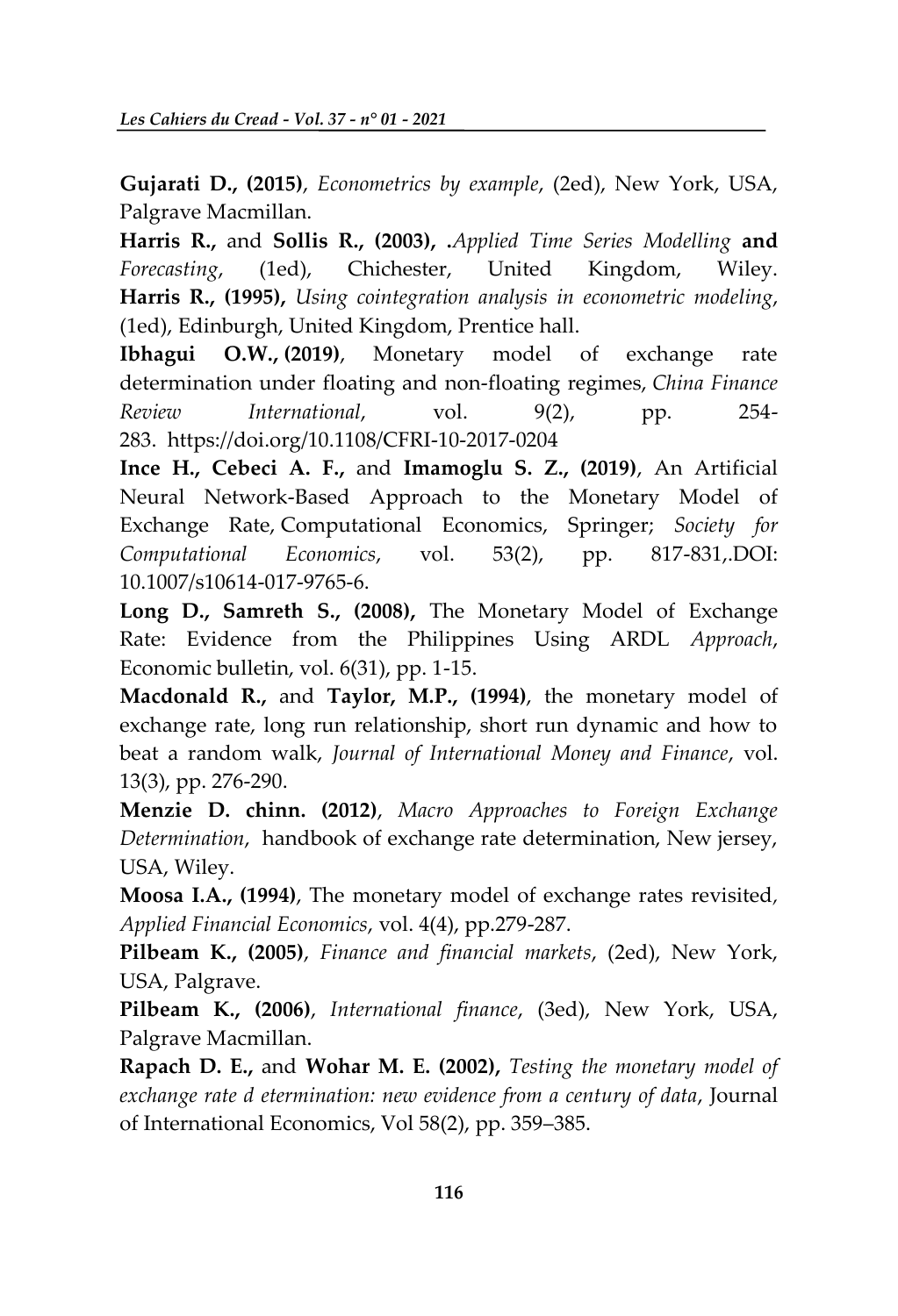**Gujarati D., (2015)**, *Econometrics by example*, (2ed), New York, USA, Palgrave Macmillan.

**Harris R.,** and **Sollis R., (2003), .***Applied Time Series Modelling* **and** *Forecasting*, (1ed), Chichester, United Kingdom, Wiley.

**Harris R., (1995),** *Using cointegration analysis in econometric modeling*, (1ed), Edinburgh, United Kingdom, Prentice hall.

**Ibhagui O.W., (2019)**, Monetary model of exchange rate determination under floating and non-floating regimes, *China Finance Review International*, vol. 9(2), pp. 254-283. https://doi.org/10.1108/CFRI-10-2017-0204

**Ince H., Cebeci A. F.,** and **Imamoglu S. Z., (2019)**, An Artificial Neural Network-Based Approach to the Monetary Model of Exchange Rate, Computational Economics, Springer; *Society for Computational Economics*, vol. 53(2), pp. 817-831,.DOI: 10.1007/s10614-017-9765-6.

**Long D., Samreth S., (2008),** The Monetary Model of Exchange Rate: Evidence from the Philippines Using ARDL *Approach*, Economic bulletin, vol. 6(31), pp. 1-15.

**Macdonald R.,** and **Taylor, M.P., (1994)**, the monetary model of exchange rate, long run relationship, short run dynamic and how to beat a random walk, *Journal of International Money and Finance*, vol. 13(3), pp. 276-290.

**Menzie D. chinn. (2012)**, *Macro Approaches to Foreign Exchange Determination*, handbook of exchange rate determination, New jersey, USA, Wiley.

**Moosa I.A., (1994)**, The monetary model of exchange rates revisited, *Applied Financial Economics*, vol. 4(4), pp.279-287.

**Pilbeam K., (2005)**, *Finance and financial markets*, (2ed), New York, USA, Palgrave.

**Pilbeam K., (2006)**, *International finance*, (3ed), New York, USA, Palgrave Macmillan.

**Rapach D. E.,** and **Wohar M. E. (2002),** *Testing the monetary model of exchange rate d etermination: new evidence from a century of data*, Journal of International Economics, Vol 58(2), pp. 359–385.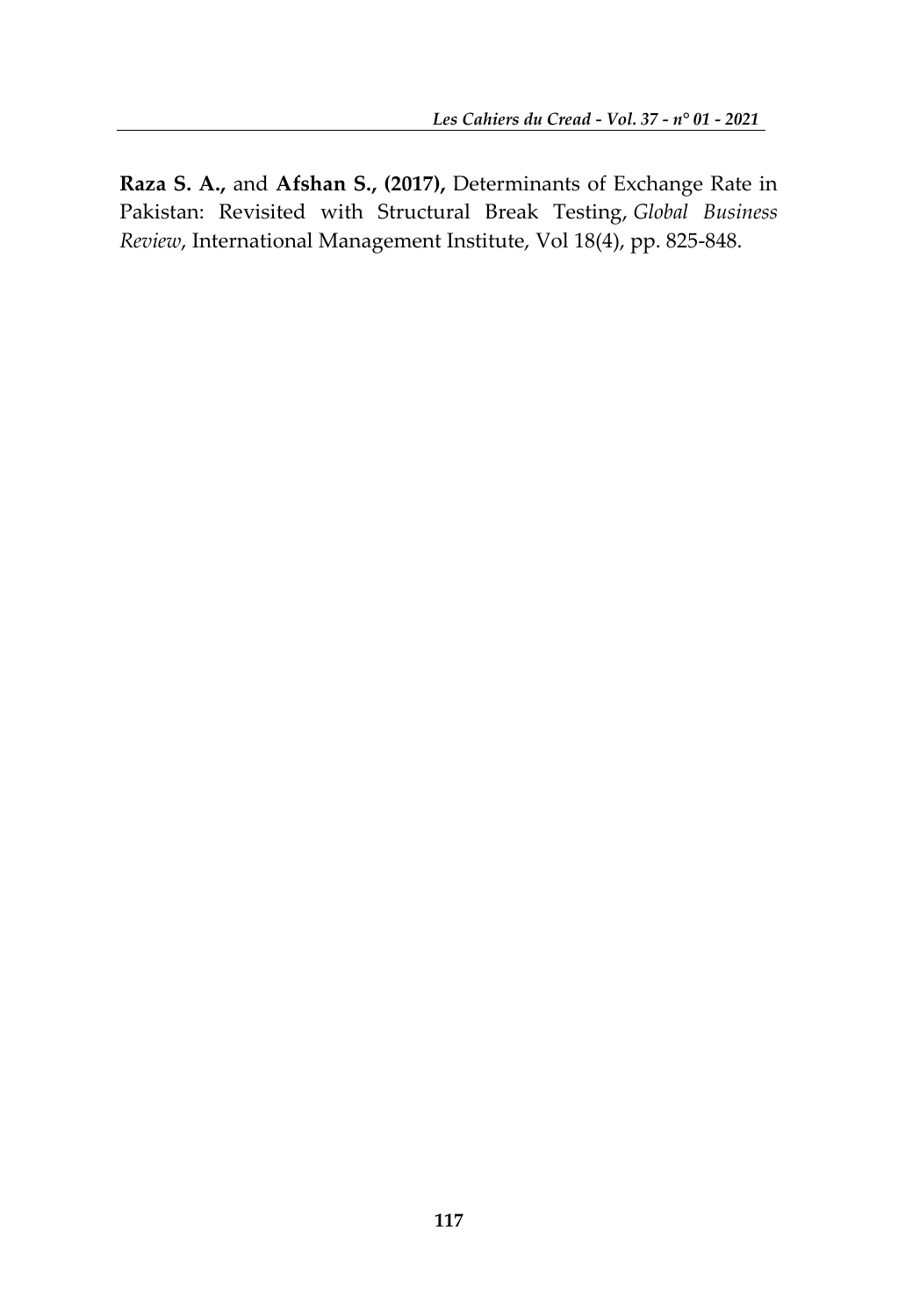**Raza S. A.,** and **Afshan S., (2017),** Determinants of Exchange Rate in Pakistan: Revisited with Structural Break Testing, *Global Business Review*, International Management Institute, Vol 18(4), pp. 825-848.